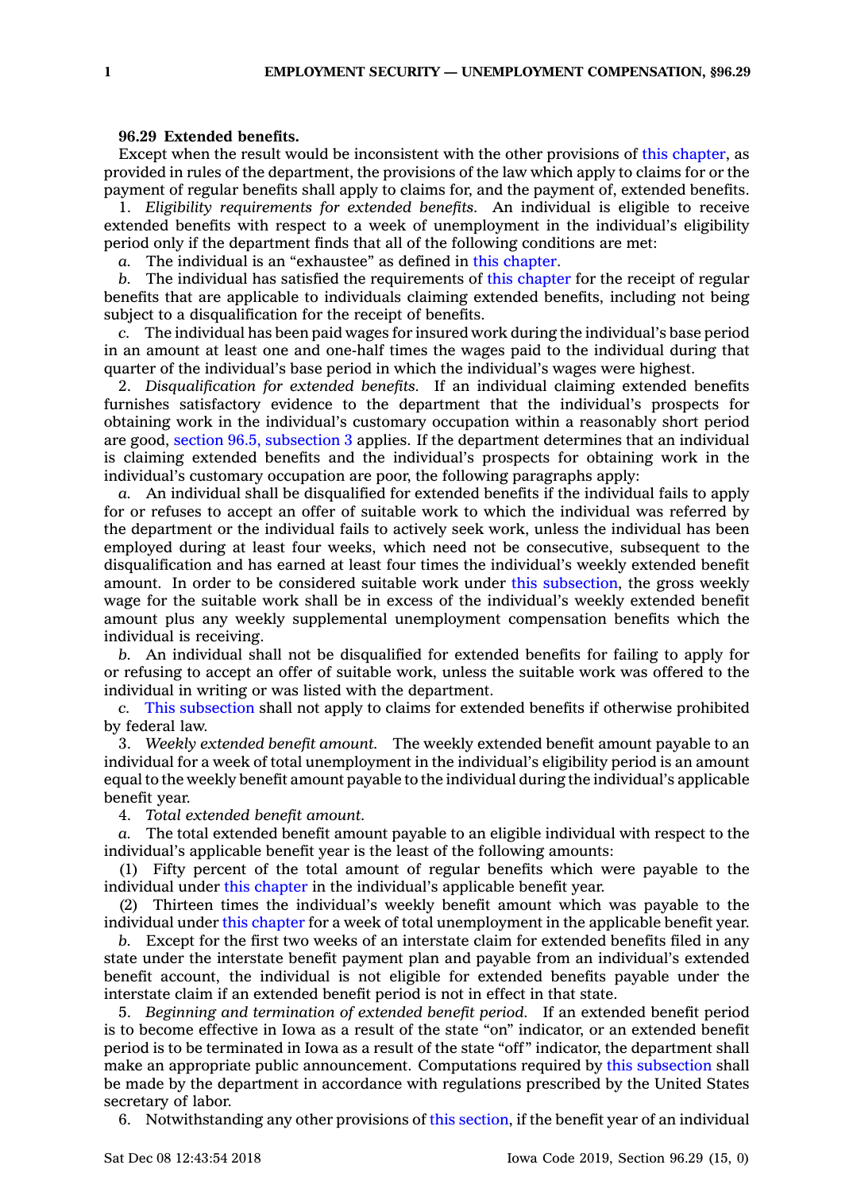**96.29 Extended benefits.**

Except when the result would be inconsistent with the other provisions of this chapter, as provided in rules of the department, the provisions of the law which apply to claims for or the payment of regular benefits shall apply to claims for, and the payment of, extended benefits.

1. *Eligibility requirements for extended benefits.* An individual is eligible to receive extended benefits with respect to a week of unemployment in the individual's eligibility period only if the department finds that all of the following conditions are met:

*a.* The individual is an "exhaustee" as defined in this chapter.

*b.* The individual has satisfied the requirements of this chapter for the receipt of regular benefits that are applicable to individuals claiming extended benefits, including not being subject to a disqualification for the receipt of benefits.

*c.* The individual has been paid wages for insured work during the individual's base period in an amount at least one and one-half times the wages paid to the individual during that quarter of the individual's base period in which the individual's wages were highest.

2. *Disqualification for extended benefits.* If an individual claiming extended benefits furnishes satisfactory evidence to the department that the individual's prospects for obtaining work in the individual's customary occupation within a reasonably short period are good, section 96.5, subsection 3 applies. If the department determines that an individual is claiming extended benefits and the individual's prospects for obtaining work in the individual's customary occupation are poor, the following paragraphs apply:

*a.* An individual shall be disqualified for extended benefits if the individual fails to apply for or refuses to accept an offer of suitable work to which the individual was referred by the department or the individual fails to actively seek work, unless the individual has been employed during at least four weeks, which need not be consecutive, subsequent to the disqualification and has earned at least four times the individual's weekly extended benefit amount. In order to be considered suitable work under this subsection, the gross weekly wage for the suitable work shall be in excess of the individual's weekly extended benefit amount plus any weekly supplemental unemployment compensation benefits which the individual is receiving.

*b.* An individual shall not be disqualified for extended benefits for failing to apply for or refusing to accept an offer of suitable work, unless the suitable work was offered to the individual in writing or was listed with the department.

*c.* This subsection shall not apply to claims for extended benefits if otherwise prohibited by federal law.

3. *Weekly extended benefit amount.* The weekly extended benefit amount payable to an individual for a week of total unemployment in the individual's eligibility period is an amount equal to the weekly benefit amount payable to the individual during the individual's applicable benefit year.

4. *Total extended benefit amount.*

*a.* The total extended benefit amount payable to an eligible individual with respect to the individual's applicable benefit year is the least of the following amounts:

(1) Fifty percent of the total amount of regular benefits which were payable to the individual under this chapter in the individual's applicable benefit year.

(2) Thirteen times the individual's weekly benefit amount which was payable to the individual under this chapter for a week of total unemployment in the applicable benefit year.

*b.* Except for the first two weeks of an interstate claim for extended benefits filed in any state under the interstate benefit payment plan and payable from an individual's extended benefit account, the individual is not eligible for extended benefits payable under the interstate claim if an extended benefit period is not in effect in that state.

5. *Beginning and termination of extended benefit period.* If an extended benefit period is to become effective in Iowa as a result of the state "on" indicator, or an extended benefit period is to be terminated in Iowa as a result of the state "off" indicator, the department shall make an appropriate public announcement. Computations required by this subsection shall be made by the department in accordance with regulations prescribed by the United States secretary of labor.

6. Notwithstanding any other provisions of this section, if the benefit year of an individual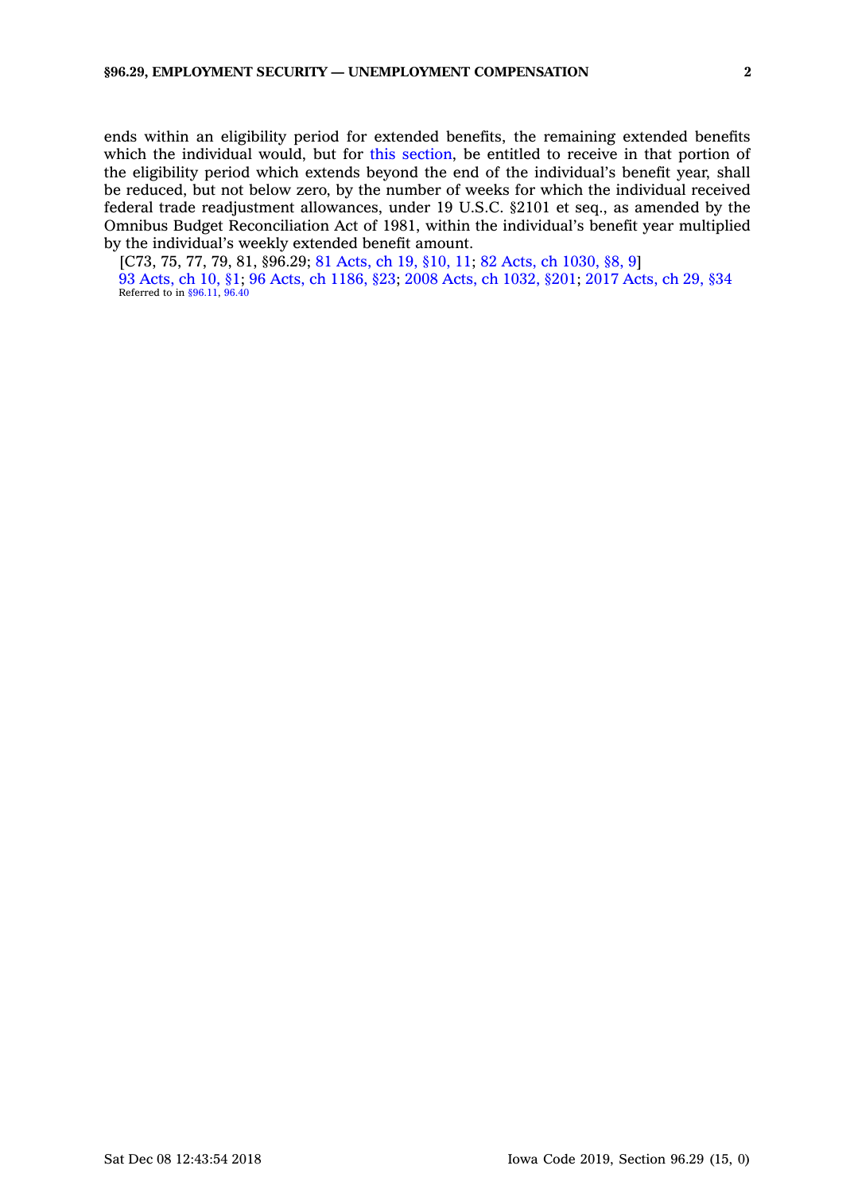ends within an eligibility period for extended benefits, the remaining extended benefits which the individual would, but for this section, be entitled to receive in that portion of the eligibility period which extends beyond the end of the individual's benefit year, shall be reduced, but not below zero, by the number of weeks for which the individual received federal trade readjustment allowances, under 19 U.S.C. §2101 et seq., as amended by the Omnibus Budget Reconciliation Act of 1981, within the individual's benefit year multiplied by the individual's weekly extended benefit amount.

[C73, 75, 77, 79, 81, §96.29; 81 Acts, ch 19, §10, 11; 82 Acts, ch 1030, §8, 9]

93 Acts, ch 10, §1; 96 Acts, ch 1186, §23; 2008 Acts, ch 1032, §201; 2017 Acts, ch 29, §34

Referred to in §96.11, 96.40